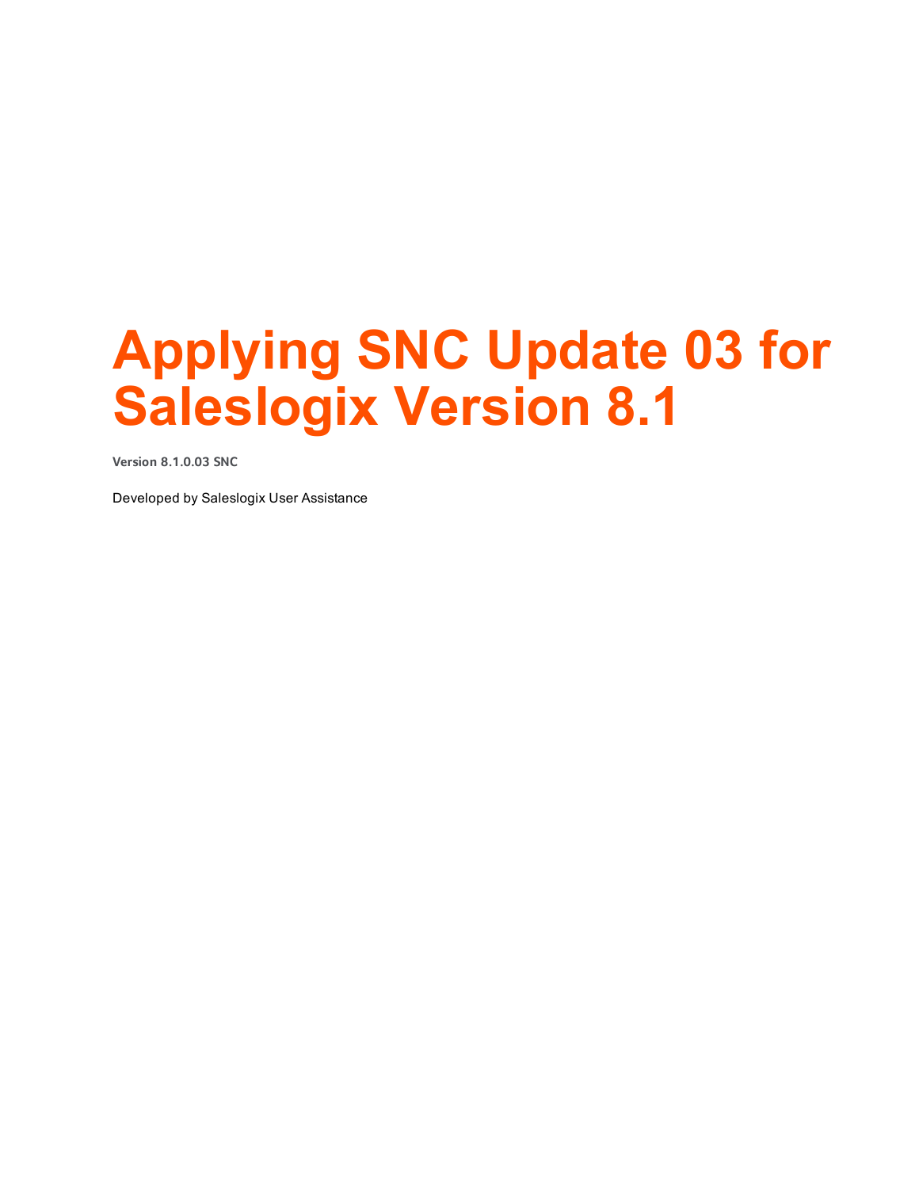# Applying SNC Update 03 for Saleslogix Version 8.1

**Version 8.1.0.03 SNC**

Developed by Saleslogix User Assistance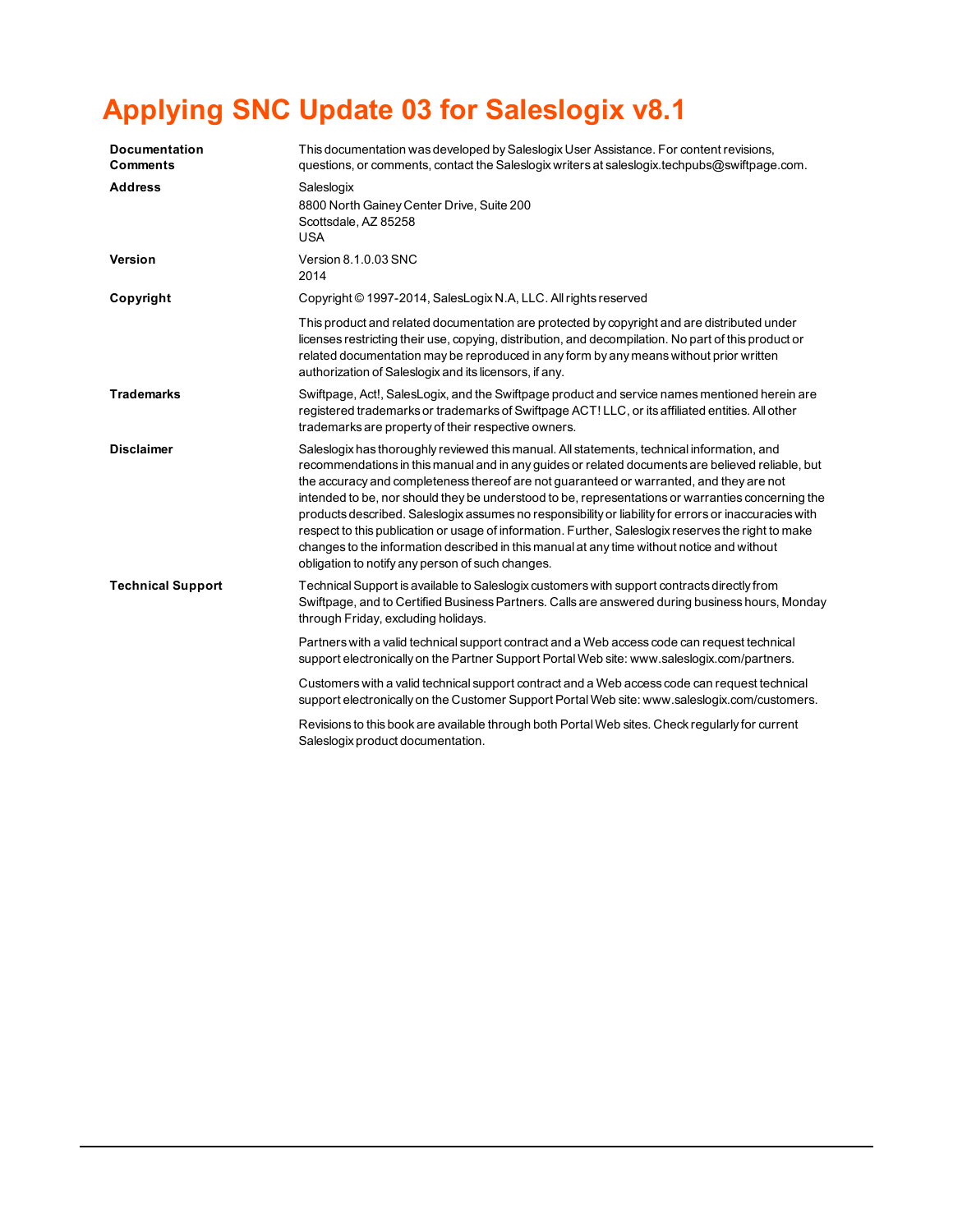# Applying SNC Update 03 for Saleslogix v8.1

| | |
|---|---|
| **Documentation Comments** | This documentation was developed by Saleslogix User Assistance. For content revisions, questions, or comments, contact the Saleslogix writers at saleslogix.techpubs@swiftpage.com. |
| **Address** | Saleslogix<br>8800 North Gainey Center Drive, Suite 200<br>Scottsdale, AZ 85258<br>USA |
| **Version** | Version 8.1.0.03 SNC<br>2014 |
| **Copyright** | Copyright © 1997-2014, SalesLogix N.A, LLC. All rights reserved<br><br>This product and related documentation are protected by copyright and are distributed under licenses restricting their use, copying, distribution, and decompilation. No part of this product or related documentation may be reproduced in any form by any means without prior written authorization of Saleslogix and its licensors, if any. |
| **Trademarks** | Swiftpage, Act!, SalesLogix, and the Swiftpage product and service names mentioned herein are registered trademarks or trademarks of Swiftpage ACT! LLC, or its affiliated entities. All other trademarks are property of their respective owners. |
| **Disclaimer** | Saleslogix has thoroughly reviewed this manual. All statements, technical information, and recommendations in this manual and in any guides or related documents are believed reliable, but the accuracy and completeness thereof are not guaranteed or warranted, and they are not intended to be, nor should they be understood to be, representations or warranties concerning the products described. Saleslogix assumes no responsibility or liability for errors or inaccuracies with respect to this publication or usage of information. Further, Saleslogix reserves the right to make changes to the information described in this manual at any time without notice and without obligation to notify any person of such changes. |
| **Technical Support** | Technical Support is available to Saleslogix customers with support contracts directly from Swiftpage, and to Certified Business Partners. Calls are answered during business hours, Monday through Friday, excluding holidays.<br><br>Partners with a valid technical support contract and a Web access code can request technical support electronically on the Partner Support Portal Web site: www.saleslogix.com/partners.<br><br>Customers with a valid technical support contract and a Web access code can request technical support electronically on the Customer Support Portal Web site: www.saleslogix.com/customers.<br><br>Revisions to this book are available through both Portal Web sites. Check regularly for current Saleslogix product documentation. |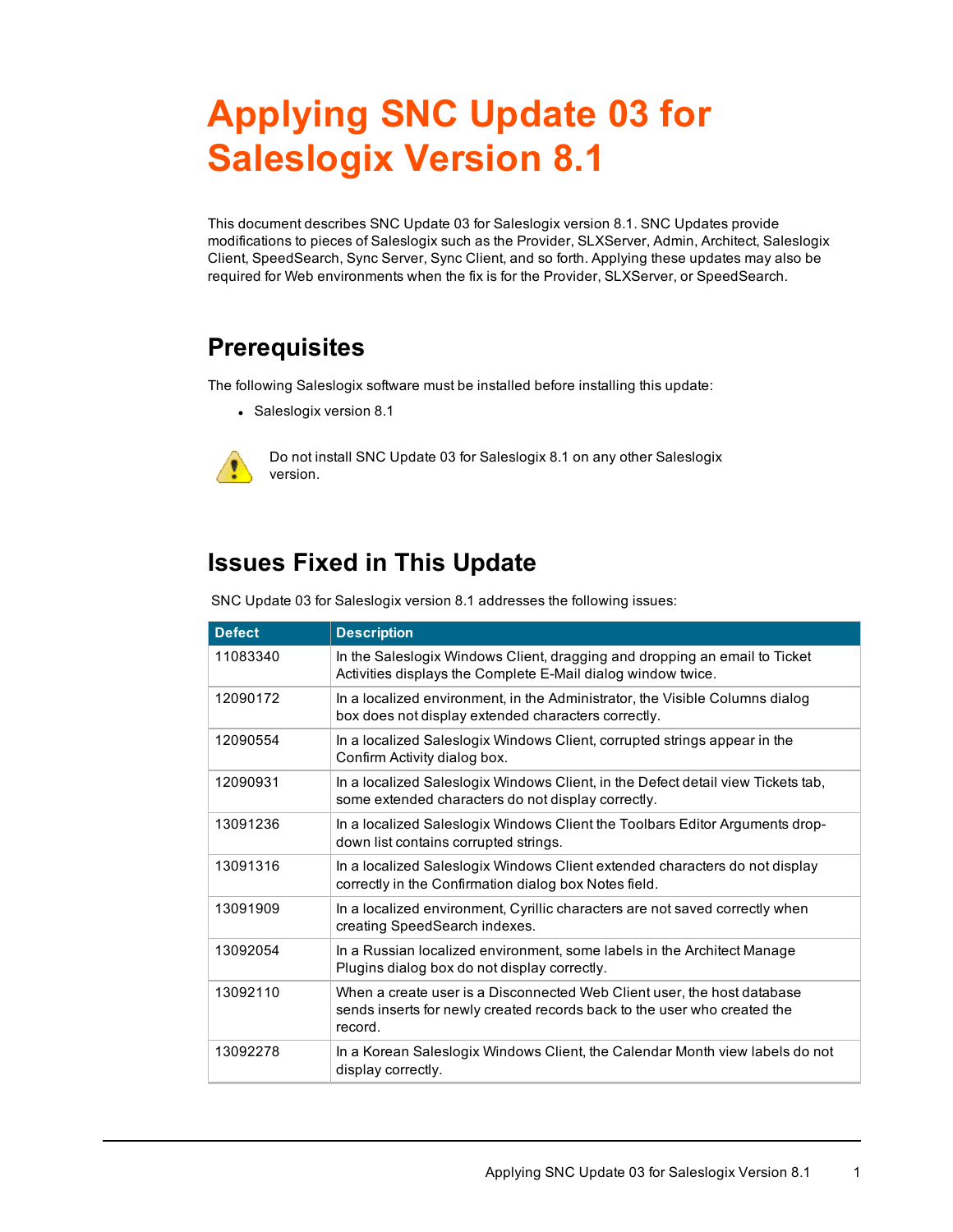# Applying SNC Update 03 for Saleslogix Version 8.1

This document describes SNC Update 03 for Saleslogix version 8.1. SNC Updates provide modifications to pieces of Saleslogix such as the Provider, SLXServer, Admin, Architect, Saleslogix Client, SpeedSearch, Sync Server, Sync Client, and so forth. Applying these updates may also be required for Web environments when the fix is for the Provider, SLXServer, or SpeedSearch.

## Prerequisites

The following Saleslogix software must be installed before installing this update:

- Saleslogix version 8.1

Do not install SNC Update 03 for Saleslogix 8.1 on any other Saleslogix version.

## Issues Fixed in This Update

SNC Update 03 for Saleslogix version 8.1 addresses the following issues:

| Defect | Description |
| --- | --- |
| 11083340 | In the Saleslogix Windows Client, dragging and dropping an email to Ticket Activities displays the Complete E-Mail dialog window twice. |
| 12090172 | In a localized environment, in the Administrator, the Visible Columns dialog box does not display extended characters correctly. |
| 12090554 | In a localized Saleslogix Windows Client, corrupted strings appear in the Confirm Activity dialog box. |
| 12090931 | In a localized Saleslogix Windows Client, in the Defect detail view Tickets tab, some extended characters do not display correctly. |
| 13091236 | In a localized Saleslogix Windows Client the Toolbars Editor Arguments drop-down list contains corrupted strings. |
| 13091316 | In a localized Saleslogix Windows Client extended characters do not display correctly in the Confirmation dialog box Notes field. |
| 13091909 | In a localized environment, Cyrillic characters are not saved correctly when creating SpeedSearch indexes. |
| 13092054 | In a Russian localized environment, some labels in the Architect Manage Plugins dialog box do not display correctly. |
| 13092110 | When a create user is a Disconnected Web Client user, the host database sends inserts for newly created records back to the user who created the record. |
| 13092278 | In a Korean Saleslogix Windows Client, the Calendar Month view labels do not display correctly. |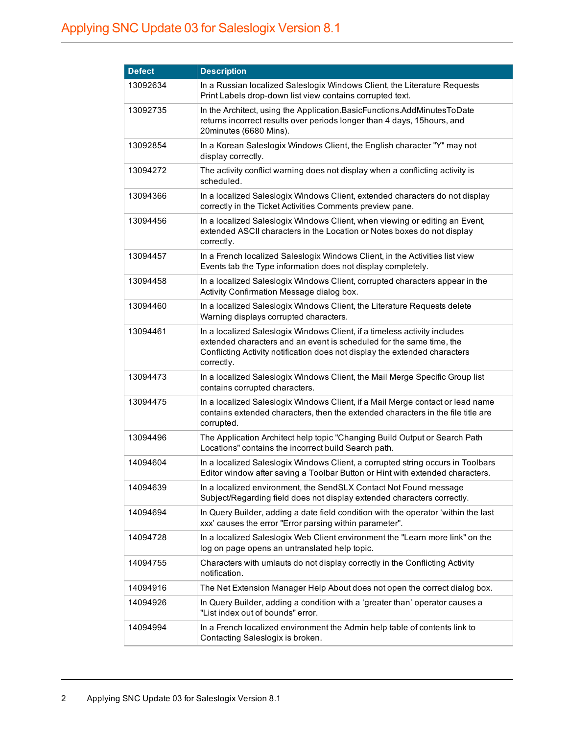| Defect | Description |
| --- | --- |
| 13092634 | In a Russian localized Saleslogix Windows Client, the Literature Requests Print Labels drop-down list view contains corrupted text. |
| 13092735 | In the Architect, using the Application.BasicFunctions.AddMinutesToDate returns incorrect results over periods longer than 4 days, 15hours, and 20minutes (6680 Mins). |
| 13092854 | In a Korean Saleslogix Windows Client, the English character "Y" may not display correctly. |
| 13094272 | The activity conflict warning does not display when a conflicting activity is scheduled. |
| 13094366 | In a localized Saleslogix Windows Client, extended characters do not display correctly in the Ticket Activities Comments preview pane. |
| 13094456 | In a localized Saleslogix Windows Client, when viewing or editing an Event, extended ASCII characters in the Location or Notes boxes do not display correctly. |
| 13094457 | In a French localized Saleslogix Windows Client, in the Activities list view Events tab the Type information does not display completely. |
| 13094458 | In a localized Saleslogix Windows Client, corrupted characters appear in the Activity Confirmation Message dialog box. |
| 13094460 | In a localized Saleslogix Windows Client, the Literature Requests delete Warning displays corrupted characters. |
| 13094461 | In a localized Saleslogix Windows Client, if a timeless activity includes extended characters and an event is scheduled for the same time, the Conflicting Activity notification does not display the extended characters correctly. |
| 13094473 | In a localized Saleslogix Windows Client, the Mail Merge Specific Group list contains corrupted characters. |
| 13094475 | In a localized Saleslogix Windows Client, if a Mail Merge contact or lead name contains extended characters, then the extended characters in the file title are corrupted. |
| 13094496 | The Application Architect help topic "Changing Build Output or Search Path Locations" contains the incorrect build Search path. |
| 14094604 | In a localized Saleslogix Windows Client, a corrupted string occurs in Toolbars Editor window after saving a Toolbar Button or Hint with extended characters. |
| 14094639 | In a localized environment, the SendSLX Contact Not Found message Subject/Regarding field does not display extended characters correctly. |
| 14094694 | In Query Builder, adding a date field condition with the operator 'within the last xxx' causes the error "Error parsing within parameter". |
| 14094728 | In a localized Saleslogix Web Client environment the "Learn more link" on the log on page opens an untranslated help topic. |
| 14094755 | Characters with umlauts do not display correctly in the Conflicting Activity notification. |
| 14094916 | The Net Extension Manager Help About does not open the correct dialog box. |
| 14094926 | In Query Builder, adding a condition with a 'greater than' operator causes a "List index out of bounds" error. |
| 14094994 | In a French localized environment the Admin help table of contents link to Contacting Saleslogix is broken. |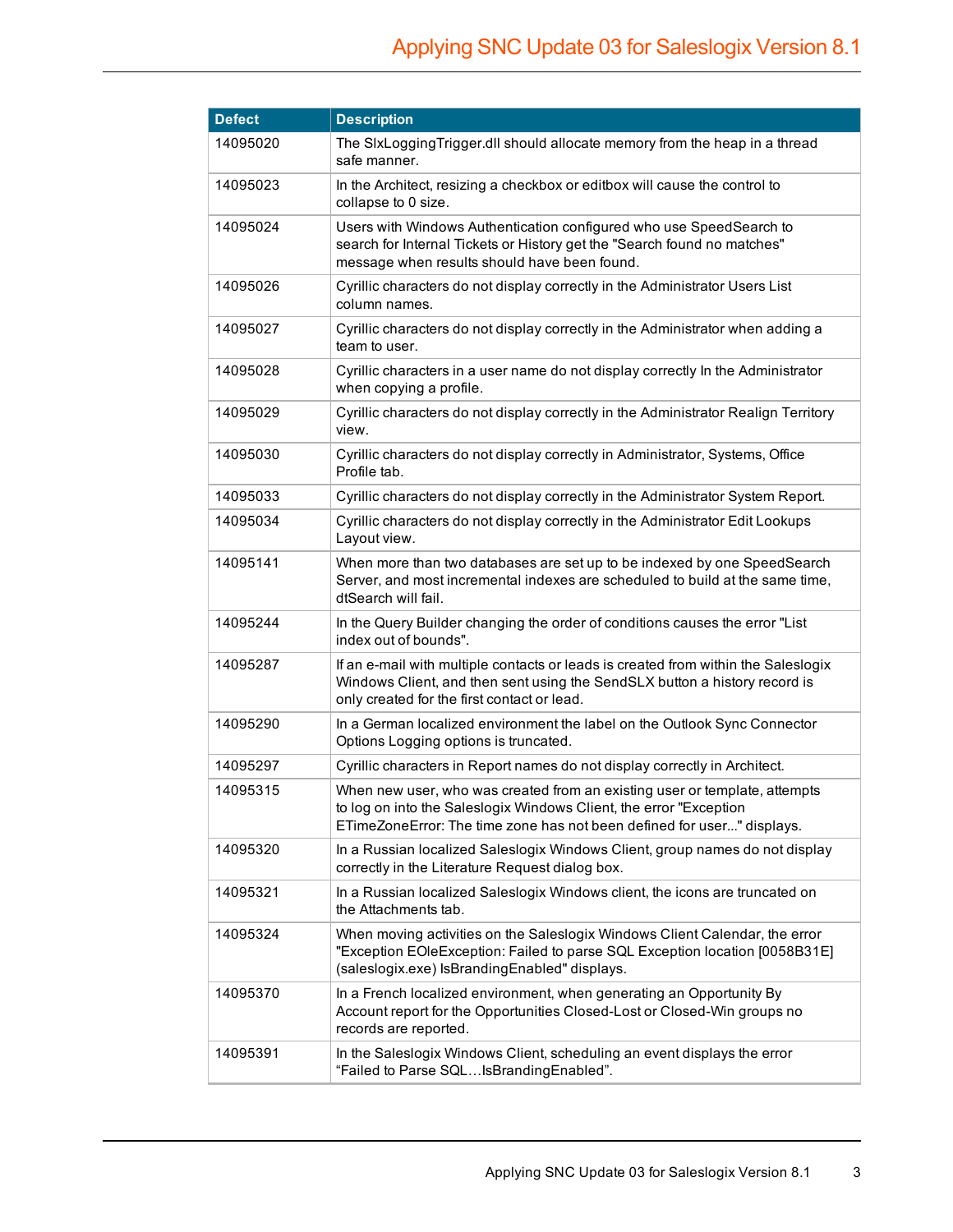| Defect | Description |
| --- | --- |
| 14095020 | The SlxLoggingTrigger.dll should allocate memory from the heap in a thread safe manner. |
| 14095023 | In the Architect, resizing a checkbox or editbox will cause the control to collapse to 0 size. |
| 14095024 | Users with Windows Authentication configured who use SpeedSearch to search for Internal Tickets or History get the "Search found no matches" message when results should have been found. |
| 14095026 | Cyrillic characters do not display correctly in the Administrator Users List column names. |
| 14095027 | Cyrillic characters do not display correctly in the Administrator when adding a team to user. |
| 14095028 | Cyrillic characters in a user name do not display correctly In the Administrator when copying a profile. |
| 14095029 | Cyrillic characters do not display correctly in the Administrator Realign Territory view. |
| 14095030 | Cyrillic characters do not display correctly in Administrator, Systems, Office Profile tab. |
| 14095033 | Cyrillic characters do not display correctly in the Administrator System Report. |
| 14095034 | Cyrillic characters do not display correctly in the Administrator Edit Lookups Layout view. |
| 14095141 | When more than two databases are set up to be indexed by one SpeedSearch Server, and most incremental indexes are scheduled to build at the same time, dtSearch will fail. |
| 14095244 | In the Query Builder changing the order of conditions causes the error "List index out of bounds". |
| 14095287 | If an e-mail with multiple contacts or leads is created from within the Saleslogix Windows Client, and then sent using the SendSLX button a history record is only created for the first contact or lead. |
| 14095290 | In a German localized environment the label on the Outlook Sync Connector Options Logging options is truncated. |
| 14095297 | Cyrillic characters in Report names do not display correctly in Architect. |
| 14095315 | When new user, who was created from an existing user or template, attempts to log on into the Saleslogix Windows Client, the error "Exception ETimeZoneError: The time zone has not been defined for user..." displays. |
| 14095320 | In a Russian localized Saleslogix Windows Client, group names do not display correctly in the Literature Request dialog box. |
| 14095321 | In a Russian localized Saleslogix Windows client, the icons are truncated on the Attachments tab. |
| 14095324 | When moving activities on the Saleslogix Windows Client Calendar, the error "Exception EOleException: Failed to parse SQL Exception location [0058B31E] (saleslogix.exe) IsBrandingEnabled" displays. |
| 14095370 | In a French localized environment, when generating an Opportunity By Account report for the Opportunities Closed-Lost or Closed-Win groups no records are reported. |
| 14095391 | In the Saleslogix Windows Client, scheduling an event displays the error “Failed to Parse SQL…IsBrandingEnabled”. |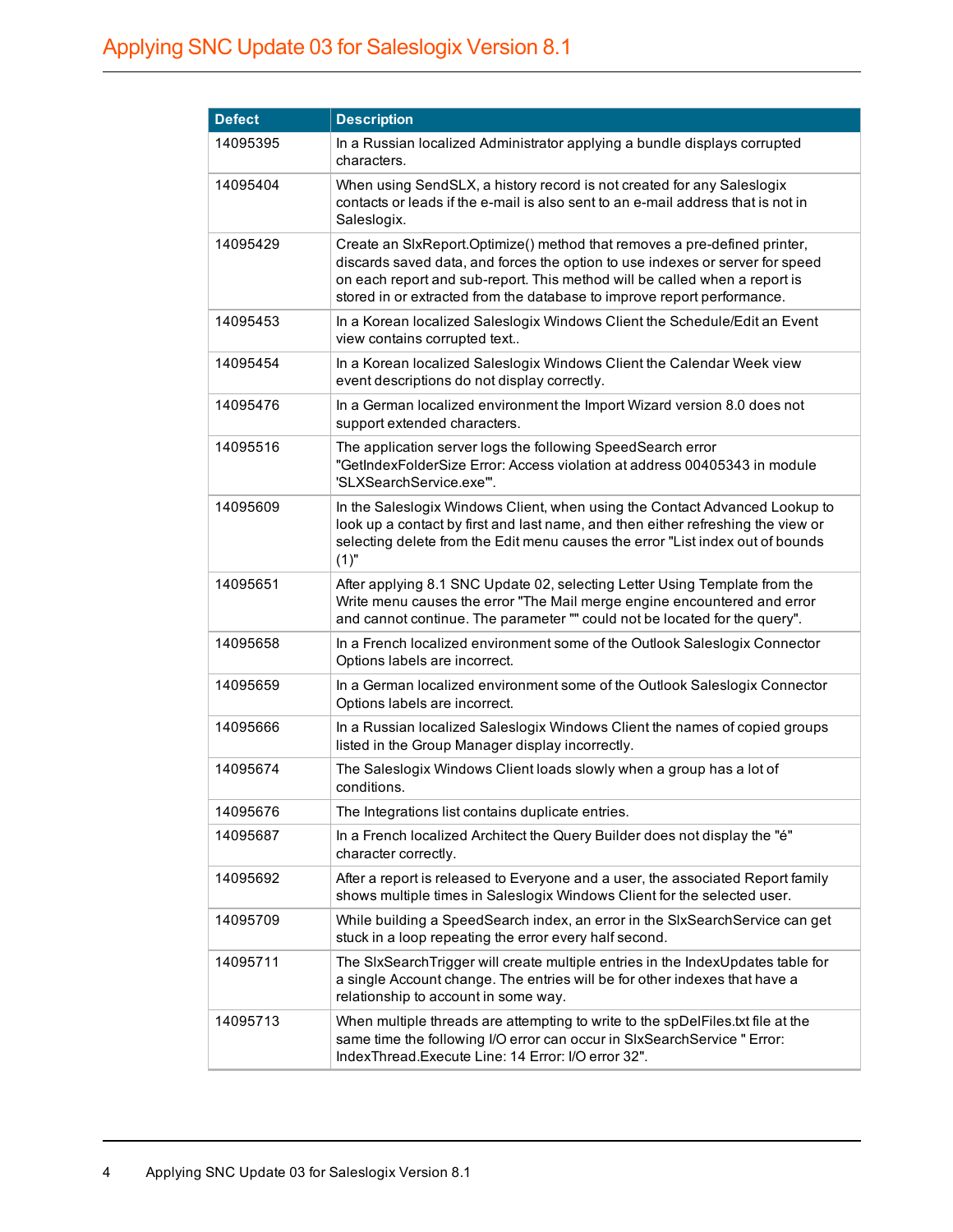| Defect | Description |
|---|---|
| 14095395 | In a Russian localized Administrator applying a bundle displays corrupted characters. |
| 14095404 | When using SendSLX, a history record is not created for any Saleslogix contacts or leads if the e-mail is also sent to an e-mail address that is not in Saleslogix. |
| 14095429 | Create an SlxReport.Optimize() method that removes a pre-defined printer, discards saved data, and forces the option to use indexes or server for speed on each report and sub-report. This method will be called when a report is stored in or extracted from the database to improve report performance. |
| 14095453 | In a Korean localized Saleslogix Windows Client the Schedule/Edit an Event view contains corrupted text.. |
| 14095454 | In a Korean localized Saleslogix Windows Client the Calendar Week view event descriptions do not display correctly. |
| 14095476 | In a German localized environment the Import Wizard version 8.0 does not support extended characters. |
| 14095516 | The application server logs the following SpeedSearch error "GetIndexFolderSize Error: Access violation at address 00405343 in module 'SLXSearchService.exe'". |
| 14095609 | In the Saleslogix Windows Client, when using the Contact Advanced Lookup to look up a contact by first and last name, and then either refreshing the view or selecting delete from the Edit menu causes the error "List index out of bounds (1)" |
| 14095651 | After applying 8.1 SNC Update 02, selecting Letter Using Template from the Write menu causes the error "The Mail merge engine encountered and error and cannot continue. The parameter "" could not be located for the query". |
| 14095658 | In a French localized environment some of the Outlook Saleslogix Connector Options labels are incorrect. |
| 14095659 | In a German localized environment some of the Outlook Saleslogix Connector Options labels are incorrect. |
| 14095666 | In a Russian localized Saleslogix Windows Client the names of copied groups listed in the Group Manager display incorrectly. |
| 14095674 | The Saleslogix Windows Client loads slowly when a group has a lot of conditions. |
| 14095676 | The Integrations list contains duplicate entries. |
| 14095687 | In a French localized Architect the Query Builder does not display the "é" character correctly. |
| 14095692 | After a report is released to Everyone and a user, the associated Report family shows multiple times in Saleslogix Windows Client for the selected user. |
| 14095709 | While building a SpeedSearch index, an error in the SlxSearchService can get stuck in a loop repeating the error every half second. |
| 14095711 | The SlxSearchTrigger will create multiple entries in the IndexUpdates table for a single Account change. The entries will be for other indexes that have a relationship to account in some way. |
| 14095713 | When multiple threads are attempting to write to the spDelFiles.txt file at the same time the following I/O error can occur in SlxSearchService " Error: IndexThread.Execute Line: 14 Error: I/O error 32". |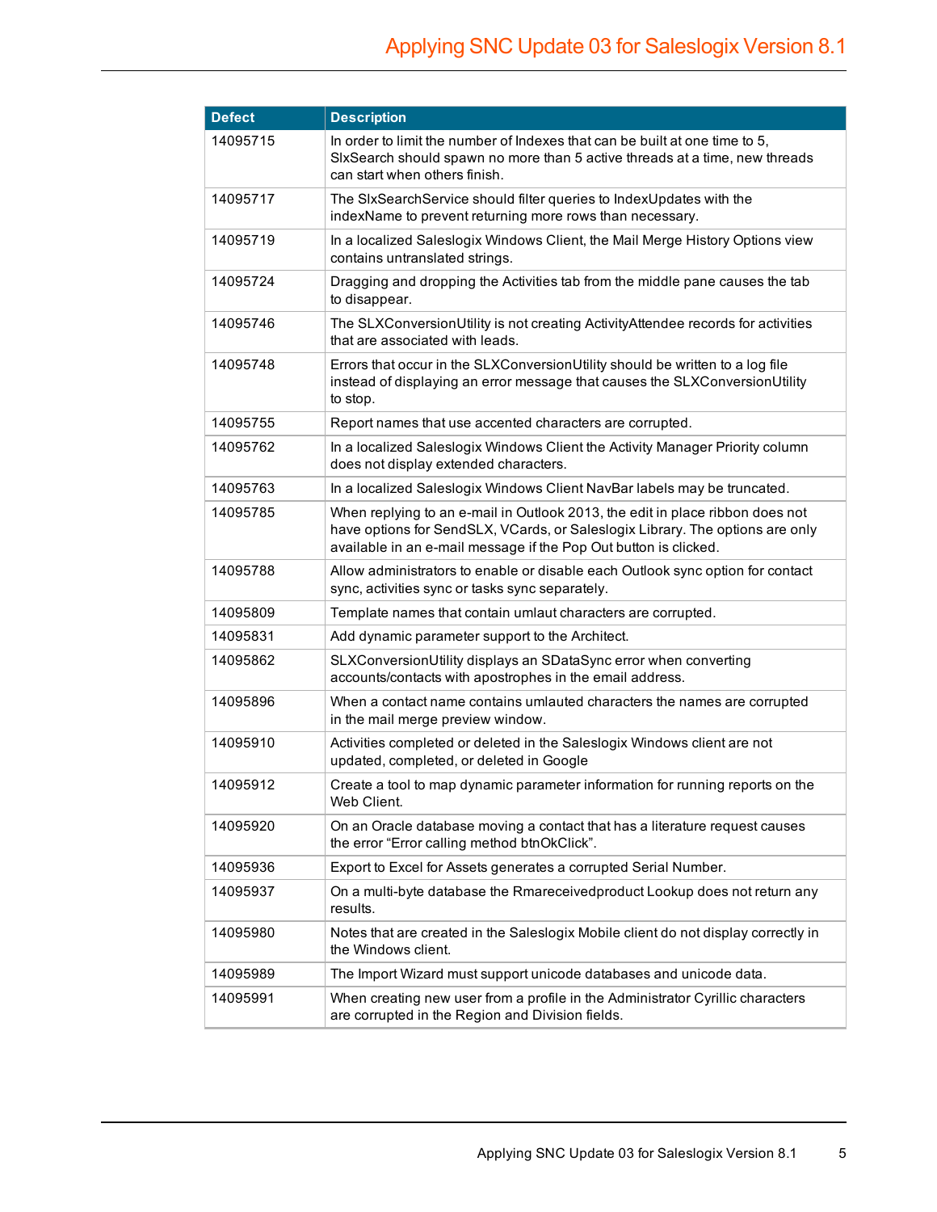| Defect | Description |
| --- | --- |
| 14095715 | In order to limit the number of Indexes that can be built at one time to 5, SlxSearch should spawn no more than 5 active threads at a time, new threads can start when others finish. |
| 14095717 | The SlxSearchService should filter queries to IndexUpdates with the indexName to prevent returning more rows than necessary. |
| 14095719 | In a localized Saleslogix Windows Client, the Mail Merge History Options view contains untranslated strings. |
| 14095724 | Dragging and dropping the Activities tab from the middle pane causes the tab to disappear. |
| 14095746 | The SLXConversionUtility is not creating ActivityAttendee records for activities that are associated with leads. |
| 14095748 | Errors that occur in the SLXConversionUtility should be written to a log file instead of displaying an error message that causes the SLXConversionUtility to stop. |
| 14095755 | Report names that use accented characters are corrupted. |
| 14095762 | In a localized Saleslogix Windows Client the Activity Manager Priority column does not display extended characters. |
| 14095763 | In a localized Saleslogix Windows Client NavBar labels may be truncated. |
| 14095785 | When replying to an e-mail in Outlook 2013, the edit in place ribbon does not have options for SendSLX, VCards, or Saleslogix Library. The options are only available in an e-mail message if the Pop Out button is clicked. |
| 14095788 | Allow administrators to enable or disable each Outlook sync option for contact sync, activities sync or tasks sync separately. |
| 14095809 | Template names that contain umlaut characters are corrupted. |
| 14095831 | Add dynamic parameter support to the Architect. |
| 14095862 | SLXConversionUtility displays an SDataSync error when converting accounts/contacts with apostrophes in the email address. |
| 14095896 | When a contact name contains umlauted characters the names are corrupted in the mail merge preview window. |
| 14095910 | Activities completed or deleted in the Saleslogix Windows client are not updated, completed, or deleted in Google |
| 14095912 | Create a tool to map dynamic parameter information for running reports on the Web Client. |
| 14095920 | On an Oracle database moving a contact that has a literature request causes the error “Error calling method btnOkClick”. |
| 14095936 | Export to Excel for Assets generates a corrupted Serial Number. |
| 14095937 | On a multi-byte database the Rmareceivedproduct Lookup does not return any results. |
| 14095980 | Notes that are created in the Saleslogix Mobile client do not display correctly in the Windows client. |
| 14095989 | The Import Wizard must support unicode databases and unicode data. |
| 14095991 | When creating new user from a profile in the Administrator Cyrillic characters are corrupted in the Region and Division fields. |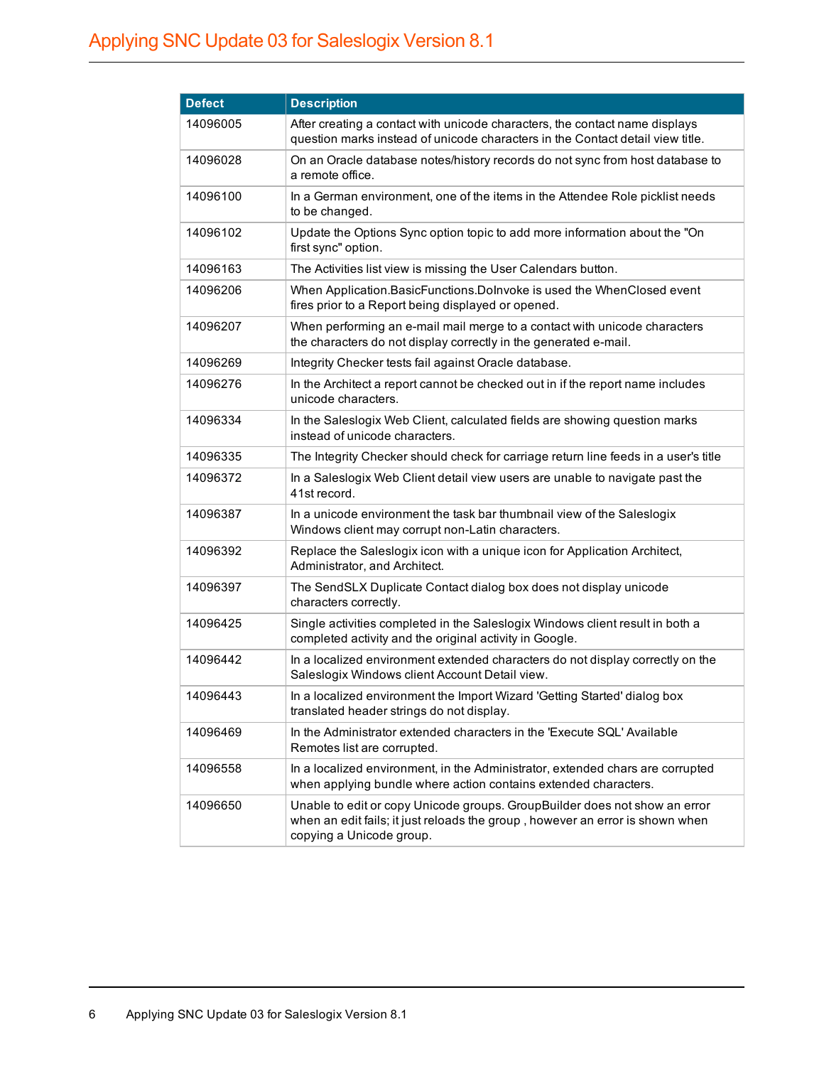| Defect | Description |
|---|---|
| 14096005 | After creating a contact with unicode characters, the contact name displays question marks instead of unicode characters in the Contact detail view title. |
| 14096028 | On an Oracle database notes/history records do not sync from host database to a remote office. |
| 14096100 | In a German environment, one of the items in the Attendee Role picklist needs to be changed. |
| 14096102 | Update the Options Sync option topic to add more information about the "On first sync" option. |
| 14096163 | The Activities list view is missing the User Calendars button. |
| 14096206 | When Application.BasicFunctions.DoInvoke is used the WhenClosed event fires prior to a Report being displayed or opened. |
| 14096207 | When performing an e-mail mail merge to a contact with unicode characters the characters do not display correctly in the generated e-mail. |
| 14096269 | Integrity Checker tests fail against Oracle database. |
| 14096276 | In the Architect a report cannot be checked out in if the report name includes unicode characters. |
| 14096334 | In the Saleslogix Web Client, calculated fields are showing question marks instead of unicode characters. |
| 14096335 | The Integrity Checker should check for carriage return line feeds in a user's title |
| 14096372 | In a Saleslogix Web Client detail view users are unable to navigate past the 41st record. |
| 14096387 | In a unicode environment the task bar thumbnail view of the Saleslogix Windows client may corrupt non-Latin characters. |
| 14096392 | Replace the Saleslogix icon with a unique icon for Application Architect, Administrator, and Architect. |
| 14096397 | The SendSLX Duplicate Contact dialog box does not display unicode characters correctly. |
| 14096425 | Single activities completed in the Saleslogix Windows client result in both a completed activity and the original activity in Google. |
| 14096442 | In a localized environment extended characters do not display correctly on the Saleslogix Windows client Account Detail view. |
| 14096443 | In a localized environment the Import Wizard 'Getting Started' dialog box translated header strings do not display. |
| 14096469 | In the Administrator extended characters in the 'Execute SQL' Available Remotes list are corrupted. |
| 14096558 | In a localized environment, in the Administrator, extended chars are corrupted when applying bundle where action contains extended characters. |
| 14096650 | Unable to edit or copy Unicode groups. GroupBuilder does not show an error when an edit fails; it just reloads the group , however an error is shown when copying a Unicode group. |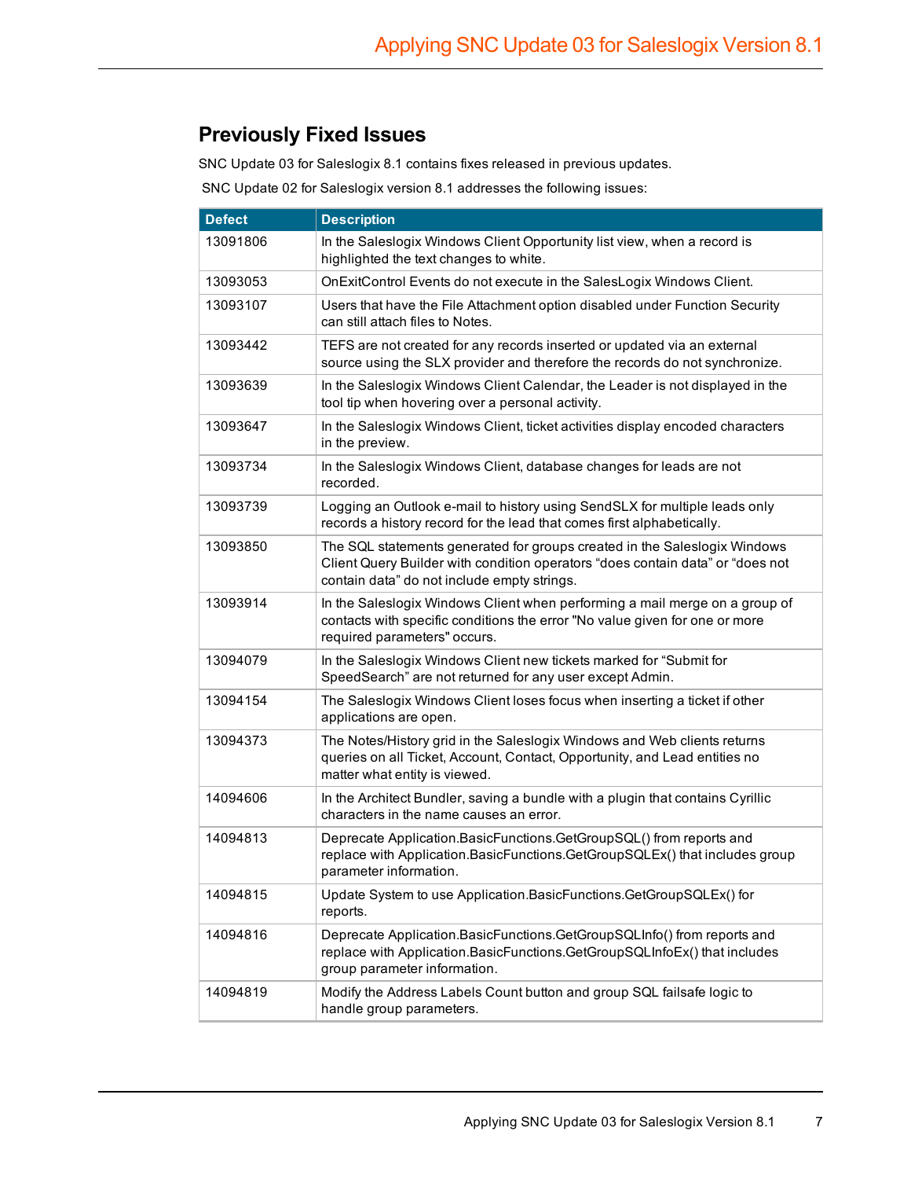## Previously Fixed Issues

SNC Update 03 for Saleslogix 8.1 contains fixes released in previous updates.

SNC Update 02 for Saleslogix version 8.1 addresses the following issues:

| Defect | Description |
|---|---|
| 13091806 | In the Saleslogix Windows Client Opportunity list view, when a record is highlighted the text changes to white. |
| 13093053 | OnExitControl Events do not execute in the SalesLogix Windows Client. |
| 13093107 | Users that have the File Attachment option disabled under Function Security can still attach files to Notes. |
| 13093442 | TEFS are not created for any records inserted or updated via an external source using the SLX provider and therefore the records do not synchronize. |
| 13093639 | In the Saleslogix Windows Client Calendar, the Leader is not displayed in the tool tip when hovering over a personal activity. |
| 13093647 | In the Saleslogix Windows Client, ticket activities display encoded characters in the preview. |
| 13093734 | In the Saleslogix Windows Client, database changes for leads are not recorded. |
| 13093739 | Logging an Outlook e-mail to history using SendSLX for multiple leads only records a history record for the lead that comes first alphabetically. |
| 13093850 | The SQL statements generated for groups created in the Saleslogix Windows Client Query Builder with condition operators “does contain data” or “does not contain data” do not include empty strings. |
| 13093914 | In the Saleslogix Windows Client when performing a mail merge on a group of contacts with specific conditions the error "No value given for one or more required parameters" occurs. |
| 13094079 | In the Saleslogix Windows Client new tickets marked for “Submit for SpeedSearch” are not returned for any user except Admin. |
| 13094154 | The Saleslogix Windows Client loses focus when inserting a ticket if other applications are open. |
| 13094373 | The Notes/History grid in the Saleslogix Windows and Web clients returns queries on all Ticket, Account, Contact, Opportunity, and Lead entities no matter what entity is viewed. |
| 14094606 | In the Architect Bundler, saving a bundle with a plugin that contains Cyrillic characters in the name causes an error. |
| 14094813 | Deprecate Application.BasicFunctions.GetGroupSQL() from reports and replace with Application.BasicFunctions.GetGroupSQLEx() that includes group parameter information. |
| 14094815 | Update System to use Application.BasicFunctions.GetGroupSQLEx() for reports. |
| 14094816 | Deprecate Application.BasicFunctions.GetGroupSQLInfo() from reports and replace with Application.BasicFunctions.GetGroupSQLInfoEx() that includes group parameter information. |
| 14094819 | Modify the Address Labels Count button and group SQL failsafe logic to handle group parameters. |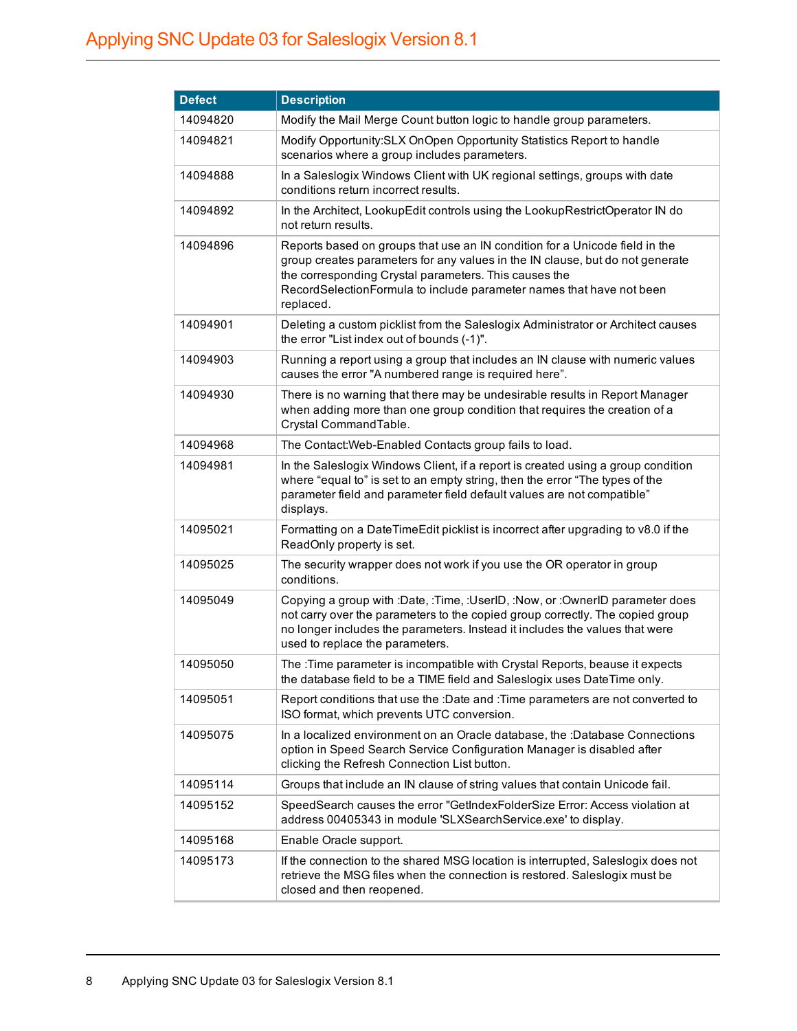| Defect | Description |
| --- | --- |
| 14094820 | Modify the Mail Merge Count button logic to handle group parameters. |
| 14094821 | Modify Opportunity:SLX OnOpen Opportunity Statistics Report to handle scenarios where a group includes parameters. |
| 14094888 | In a Saleslogix Windows Client with UK regional settings, groups with date conditions return incorrect results. |
| 14094892 | In the Architect, LookupEdit controls using the LookupRestrictOperator IN do not return results. |
| 14094896 | Reports based on groups that use an IN condition for a Unicode field in the group creates parameters for any values in the IN clause, but do not generate the corresponding Crystal parameters. This causes the RecordSelectionFormula to include parameter names that have not been replaced. |
| 14094901 | Deleting a custom picklist from the Saleslogix Administrator or Architect causes the error "List index out of bounds (-1)". |
| 14094903 | Running a report using a group that includes an IN clause with numeric values causes the error "A numbered range is required here”. |
| 14094930 | There is no warning that there may be undesirable results in Report Manager when adding more than one group condition that requires the creation of a Crystal CommandTable. |
| 14094968 | The Contact:Web-Enabled Contacts group fails to load. |
| 14094981 | In the Saleslogix Windows Client, if a report is created using a group condition where “equal to” is set to an empty string, then the error “The types of the parameter field and parameter field default values are not compatible” displays. |
| 14095021 | Formatting on a DateTimeEdit picklist is incorrect after upgrading to v8.0 if the ReadOnly property is set. |
| 14095025 | The security wrapper does not work if you use the OR operator in group conditions. |
| 14095049 | Copying a group with :Date, :Time, :UserID, :Now, or :OwnerID parameter does not carry over the parameters to the copied group correctly. The copied group no longer includes the parameters. Instead it includes the values that were used to replace the parameters. |
| 14095050 | The :Time parameter is incompatible with Crystal Reports, beause it expects the database field to be a TIME field and Saleslogix uses DateTime only. |
| 14095051 | Report conditions that use the :Date and :Time parameters are not converted to ISO format, which prevents UTC conversion. |
| 14095075 | In a localized environment on an Oracle database, the :Database Connections option in Speed Search Service Configuration Manager is disabled after clicking the Refresh Connection List button. |
| 14095114 | Groups that include an IN clause of string values that contain Unicode fail. |
| 14095152 | SpeedSearch causes the error "GetIndexFolderSize Error: Access violation at address 00405343 in module 'SLXSearchService.exe' to display. |
| 14095168 | Enable Oracle support. |
| 14095173 | If the connection to the shared MSG location is interrupted, Saleslogix does not retrieve the MSG files when the connection is restored. Saleslogix must be closed and then reopened. |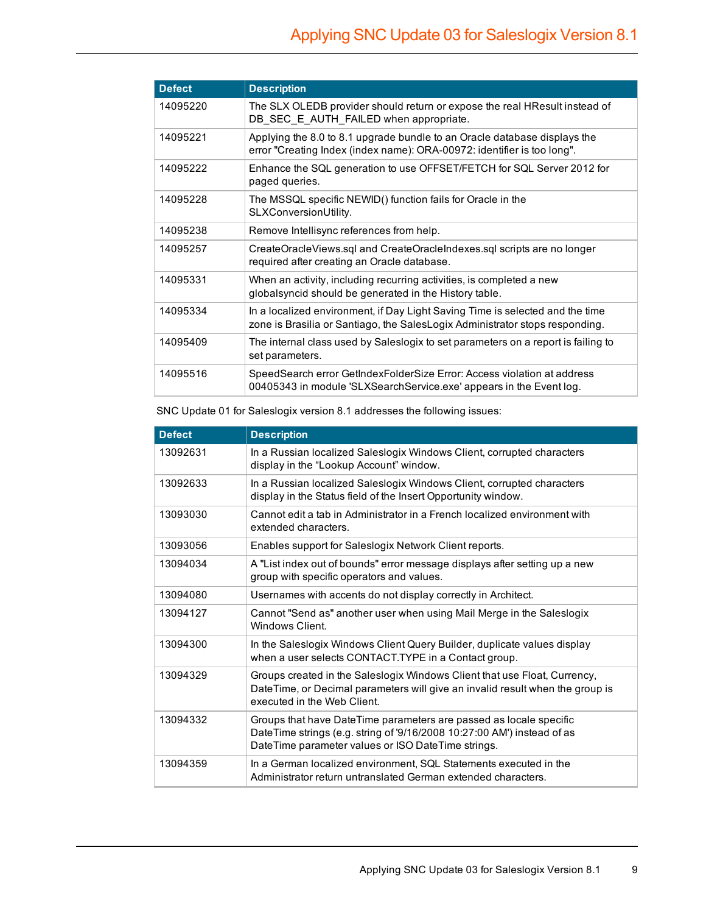| Defect | Description |
| --- | --- |
| 14095220 | The SLX OLEDB provider should return or expose the real HResult instead of DB_SEC_E_AUTH_FAILED when appropriate. |
| 14095221 | Applying the 8.0 to 8.1 upgrade bundle to an Oracle database displays the error "Creating Index (index name): ORA-00972: identifier is too long". |
| 14095222 | Enhance the SQL generation to use OFFSET/FETCH for SQL Server 2012 for paged queries. |
| 14095228 | The MSSQL specific NEWID() function fails for Oracle in the SLXConversionUtility. |
| 14095238 | Remove Intellisync references from help. |
| 14095257 | CreateOracleViews.sql and CreateOracleIndexes.sql scripts are no longer required after creating an Oracle database. |
| 14095331 | When an activity, including recurring activities, is completed a new globalsyncid should be generated in the History table. |
| 14095334 | In a localized environment, if Day Light Saving Time is selected and the time zone is Brasilia or Santiago, the SalesLogix Administrator stops responding. |
| 14095409 | The internal class used by Saleslogix to set parameters on a report is failing to set parameters. |
| 14095516 | SpeedSearch error GetIndexFolderSize Error: Access violation at address 00405343 in module 'SLXSearchService.exe' appears in the Event log. |

SNC Update 01 for Saleslogix version 8.1 addresses the following issues:

| Defect | Description |
| --- | --- |
| 13092631 | In a Russian localized Saleslogix Windows Client, corrupted characters display in the “Lookup Account” window. |
| 13092633 | In a Russian localized Saleslogix Windows Client, corrupted characters display in the Status field of the Insert Opportunity window. |
| 13093030 | Cannot edit a tab in Administrator in a French localized environment with extended characters. |
| 13093056 | Enables support for Saleslogix Network Client reports. |
| 13094034 | A "List index out of bounds" error message displays after setting up a new group with specific operators and values. |
| 13094080 | Usernames with accents do not display correctly in Architect. |
| 13094127 | Cannot "Send as" another user when using Mail Merge in the Saleslogix Windows Client. |
| 13094300 | In the Saleslogix Windows Client Query Builder, duplicate values display when a user selects CONTACT.TYPE in a Contact group. |
| 13094329 | Groups created in the Saleslogix Windows Client that use Float, Currency, DateTime, or Decimal parameters will give an invalid result when the group is executed in the Web Client. |
| 13094332 | Groups that have DateTime parameters are passed as locale specific DateTime strings (e.g. string of '9/16/2008 10:27:00 AM') instead of as DateTime parameter values or ISO DateTime strings. |
| 13094359 | In a German localized environment, SQL Statements executed in the Administrator return untranslated German extended characters. |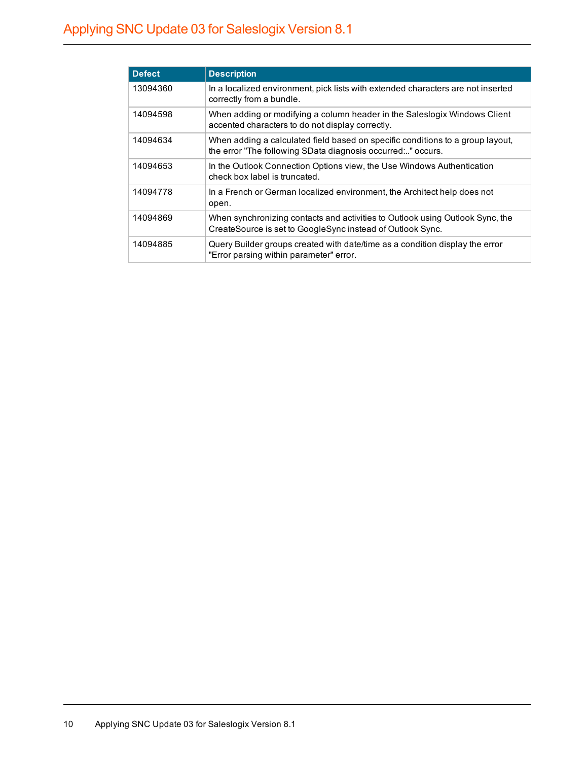| Defect | Description |
| --- | --- |
| 13094360 | In a localized environment, pick lists with extended characters are not inserted correctly from a bundle. |
| 14094598 | When adding or modifying a column header in the Saleslogix Windows Client accented characters to do not display correctly. |
| 14094634 | When adding a calculated field based on specific conditions to a group layout, the error "The following SData diagnosis occurred:.." occurs. |
| 14094653 | In the Outlook Connection Options view, the Use Windows Authentication check box label is truncated. |
| 14094778 | In a French or German localized environment, the Architect help does not open. |
| 14094869 | When synchronizing contacts and activities to Outlook using Outlook Sync, the CreateSource is set to GoogleSync instead of Outlook Sync. |
| 14094885 | Query Builder groups created with date/time as a condition display the error "Error parsing within parameter" error. |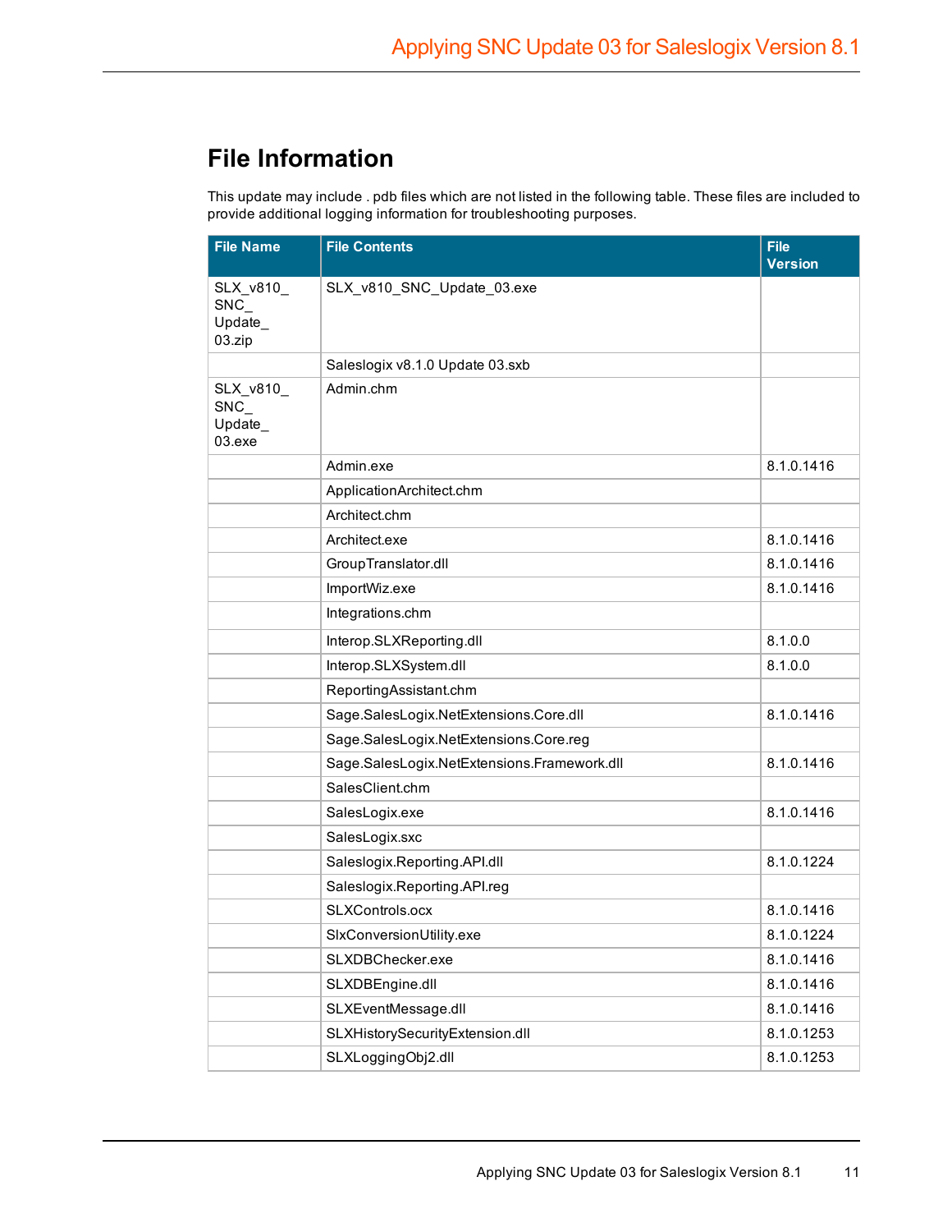# File Information

This update may include . pdb files which are not listed in the following table. These files are included to provide additional logging information for troubleshooting purposes.

| File Name | File Contents | File Version |
|---|---|---|
| SLX_v810_SNC_Update_03.zip | SLX_v810_SNC_Update_03.exe | |
| | Saleslogix v8.1.0 Update 03.sxb | |
| SLX_v810_SNC_Update_03.exe | Admin.chm | |
| | Admin.exe | 8.1.0.1416 |
| | ApplicationArchitect.chm | |
| | Architect.chm | |
| | Architect.exe | 8.1.0.1416 |
| | GroupTranslator.dll | 8.1.0.1416 |
| | ImportWiz.exe | 8.1.0.1416 |
| | Integrations.chm | |
| | Interop.SLXReporting.dll | 8.1.0.0 |
| | Interop.SLXSystem.dll | 8.1.0.0 |
| | ReportingAssistant.chm | |
| | Sage.SalesLogix.NetExtensions.Core.dll | 8.1.0.1416 |
| | Sage.SalesLogix.NetExtensions.Core.reg | |
| | Sage.SalesLogix.NetExtensions.Framework.dll | 8.1.0.1416 |
| | SalesClient.chm | |
| | SalesLogix.exe | 8.1.0.1416 |
| | SalesLogix.sxc | |
| | Saleslogix.Reporting.API.dll | 8.1.0.1224 |
| | Saleslogix.Reporting.API.reg | |
| | SLXControls.ocx | 8.1.0.1416 |
| | SlxConversionUtility.exe | 8.1.0.1224 |
| | SLXDBChecker.exe | 8.1.0.1416 |
| | SLXDBEngine.dll | 8.1.0.1416 |
| | SLXEventMessage.dll | 8.1.0.1416 |
| | SLXHistorySecurityExtension.dll | 8.1.0.1253 |
| | SLXLoggingObj2.dll | 8.1.0.1253 |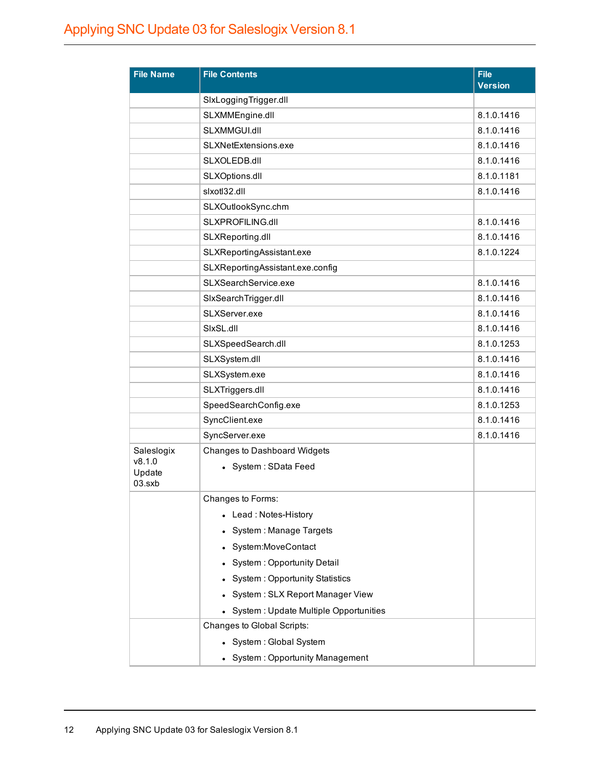| File Name | File Contents | File Version |
| --- | --- | --- |
| | SlxLoggingTrigger.dll | |
| | SLXMMEngine.dll | 8.1.0.1416 |
| | SLXMMGUI.dll | 8.1.0.1416 |
| | SLXNetExtensions.exe | 8.1.0.1416 |
| | SLXOLEDB.dll | 8.1.0.1416 |
| | SLXOptions.dll | 8.1.0.1181 |
| | slxotl32.dll | 8.1.0.1416 |
| | SLXOutlookSync.chm | |
| | SLXPROFILING.dll | 8.1.0.1416 |
| | SLXReporting.dll | 8.1.0.1416 |
| | SLXReportingAssistant.exe | 8.1.0.1224 |
| | SLXReportingAssistant.exe.config | |
| | SLXSearchService.exe | 8.1.0.1416 |
| | SlxSearchTrigger.dll | 8.1.0.1416 |
| | SLXServer.exe | 8.1.0.1416 |
| | SlxSL.dll | 8.1.0.1416 |
| | SLXSpeedSearch.dll | 8.1.0.1253 |
| | SLXSystem.dll | 8.1.0.1416 |
| | SLXSystem.exe | 8.1.0.1416 |
| | SLXTriggers.dll | 8.1.0.1416 |
| | SpeedSearchConfig.exe | 8.1.0.1253 |
| | SyncClient.exe | 8.1.0.1416 |
| | SyncServer.exe | 8.1.0.1416 |
| Saleslogix v8.1.0 Update 03.sxb | Changes to Dashboard Widgets<br>• System : SData Feed | |
| | Changes to Forms:<br>• Lead : Notes-History<br>• System : Manage Targets<br>• System:MoveContact<br>• System : Opportunity Detail<br>• System : Opportunity Statistics<br>• System : SLX Report Manager View<br>• System : Update Multiple Opportunities | |
| | Changes to Global Scripts:<br>• System : Global System<br>• System : Opportunity Management | |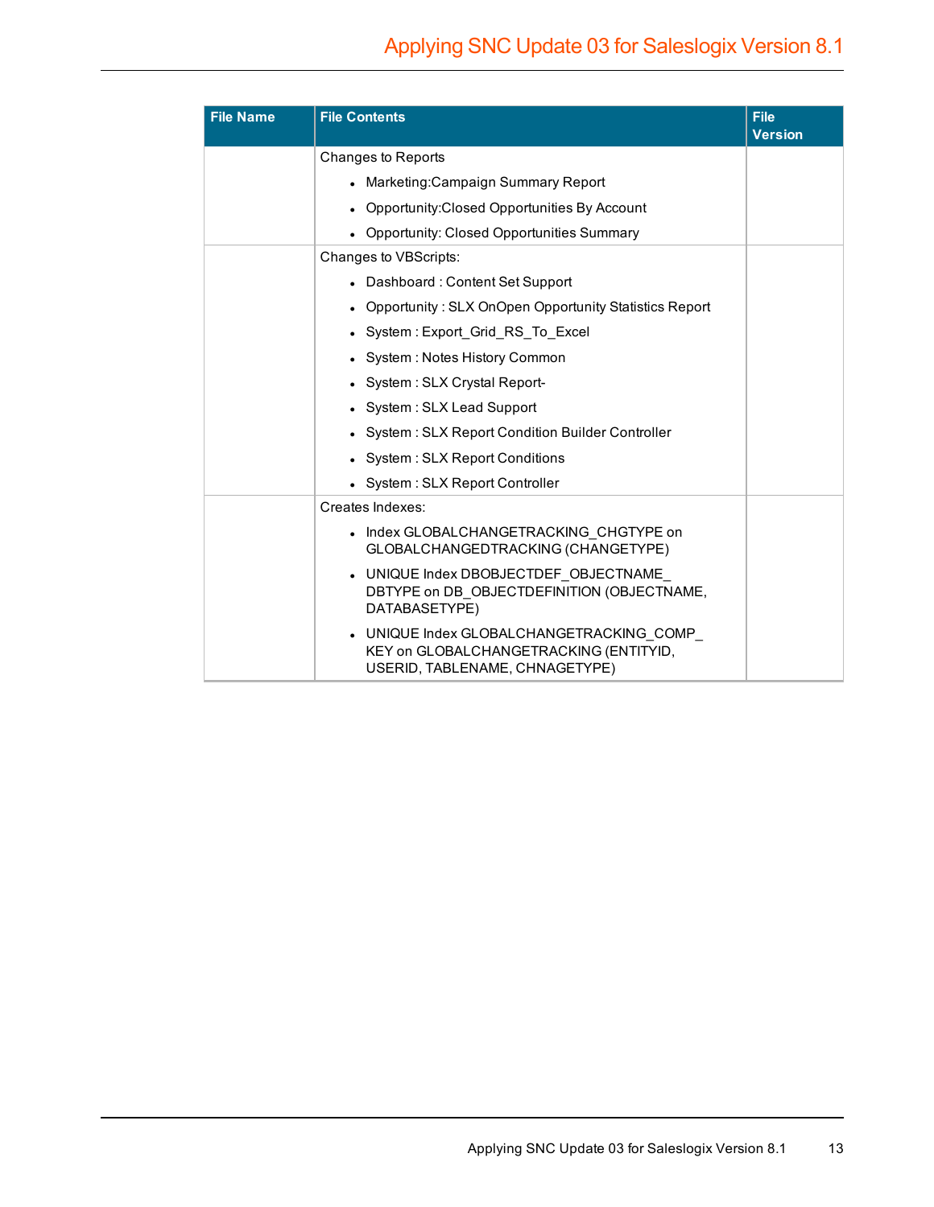| File Name | File Contents | File Version |
|---|---|---|
| | Changes to Reports<br>• Marketing:Campaign Summary Report<br>• Opportunity:Closed Opportunities By Account<br>• Opportunity: Closed Opportunities Summary | |
| | Changes to VBScripts:<br>• Dashboard : Content Set Support<br>• Opportunity : SLX OnOpen Opportunity Statistics Report<br>• System : Export_Grid_RS_To_Excel<br>• System : Notes History Common<br>• System : SLX Crystal Report-<br>• System : SLX Lead Support<br>• System : SLX Report Condition Builder Controller<br>• System : SLX Report Conditions<br>• System : SLX Report Controller | |
| | Creates Indexes:<br>• Index GLOBALCHANGETRACKING_CHGTYPE on GLOBALCHANGEDTRACKING (CHANGETYPE)<br>• UNIQUE Index DBOBJECTDEF_OBJECTNAME_ DBTYPE on DB_OBJECTDEFINITION (OBJECTNAME, DATABASETYPE)<br>• UNIQUE Index GLOBALCHANGETRACKING_COMP_ KEY on GLOBALCHANGETRACKING (ENTITYID, USERID, TABLENAME, CHNAGETYPE) | |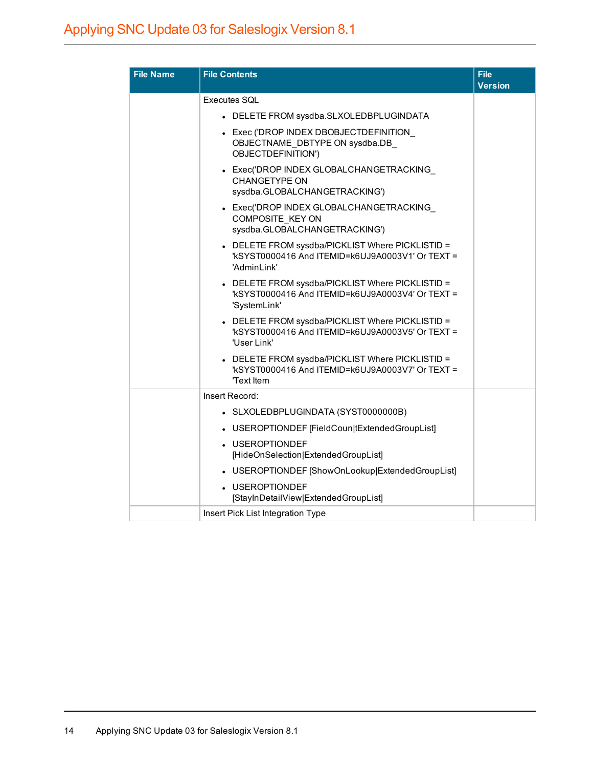| File Name | File Contents | File Version |
|---|---|---|
| | Executes SQL<br>• DELETE FROM sysdba.SLXOLEDBPLUGINDATA<br>• Exec ('DROP INDEX DBOBJECTDEFINITION_ OBJECTNAME_DBTYPE ON sysdba.DB_ OBJECTDEFINITION')<br>• Exec('DROP INDEX GLOBALCHANGETRACKING_ CHANGETYPE ON sysdba.GLOBALCHANGETRACKING')<br>• Exec('DROP INDEX GLOBALCHANGETRACKING_ COMPOSITE_KEY ON sysdba.GLOBALCHANGETRACKING')<br>• DELETE FROM sysdba/PICKLIST Where PICKLISTID = 'kSYST0000416 And ITEMID=k6UJ9A0003V1' Or TEXT = 'AdminLink'<br>• DELETE FROM sysdba/PICKLIST Where PICKLISTID = 'kSYST0000416 And ITEMID=k6UJ9A0003V4' Or TEXT = 'SystemLink'<br>• DELETE FROM sysdba/PICKLIST Where PICKLISTID = 'kSYST0000416 And ITEMID=k6UJ9A0003V5' Or TEXT = 'User Link'<br>• DELETE FROM sysdba/PICKLIST Where PICKLISTID = 'kSYST0000416 And ITEMID=k6UJ9A0003V7' Or TEXT = 'Text Item | |
| | Insert Record:<br>• SLXOLEDBPLUGINDATA (SYST0000000B)<br>• USEROPTIONDEF [FieldCoun\|tExtendedGroupList]<br>• USEROPTIONDEF [HideOnSelection\|ExtendedGroupList]<br>• USEROPTIONDEF [ShowOnLookup\|ExtendedGroupList]<br>• USEROPTIONDEF [StayInDetailView\|ExtendedGroupList] | |
| | Insert Pick List Integration Type | |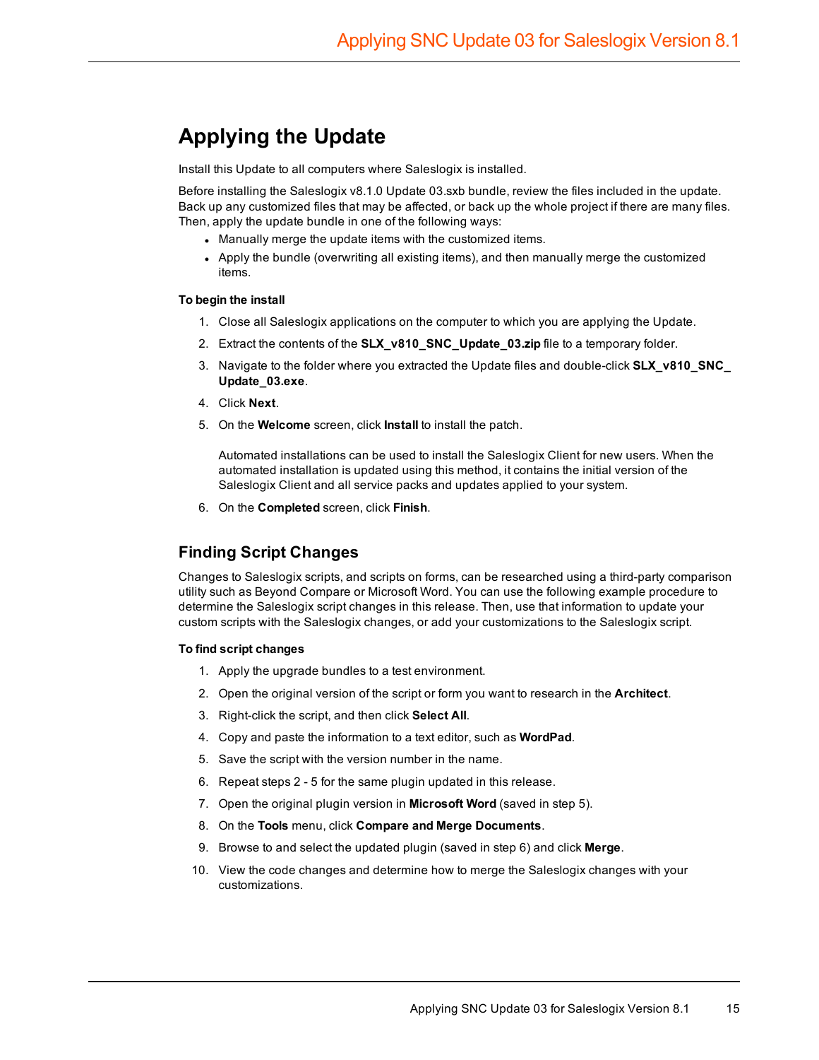# Applying the Update

Install this Update to all computers where Saleslogix is installed.

Before installing the Saleslogix v8.1.0 Update 03.sxb bundle, review the files included in the update. Back up any customized files that may be affected, or back up the whole project if there are many files. Then, apply the update bundle in one of the following ways:

- Manually merge the update items with the customized items.
- Apply the bundle (overwriting all existing items), and then manually merge the customized items.

**To begin the install**

1. Close all Saleslogix applications on the computer to which you are applying the Update.
2. Extract the contents of the **SLX_v810_SNC_Update_03.zip** file to a temporary folder.
3. Navigate to the folder where you extracted the Update files and double-click **SLX_v810_SNC_Update_03.exe**.
4. Click **Next**.
5. On the **Welcome** screen, click **Install** to install the patch.

   Automated installations can be used to install the Saleslogix Client for new users. When the automated installation is updated using this method, it contains the initial version of the Saleslogix Client and all service packs and updates applied to your system.

6. On the **Completed** screen, click **Finish**.

## Finding Script Changes

Changes to Saleslogix scripts, and scripts on forms, can be researched using a third-party comparison utility such as Beyond Compare or Microsoft Word. You can use the following example procedure to determine the Saleslogix script changes in this release. Then, use that information to update your custom scripts with the Saleslogix changes, or add your customizations to the Saleslogix script.

**To find script changes**

1. Apply the upgrade bundles to a test environment.
2. Open the original version of the script or form you want to research in the **Architect**.
3. Right-click the script, and then click **Select All**.
4. Copy and paste the information to a text editor, such as **WordPad**.
5. Save the script with the version number in the name.
6. Repeat steps 2 - 5 for the same plugin updated in this release.
7. Open the original plugin version in **Microsoft Word** (saved in step 5).
8. On the **Tools** menu, click **Compare and Merge Documents**.
9. Browse to and select the updated plugin (saved in step 6) and click **Merge**.
10. View the code changes and determine how to merge the Saleslogix changes with your customizations.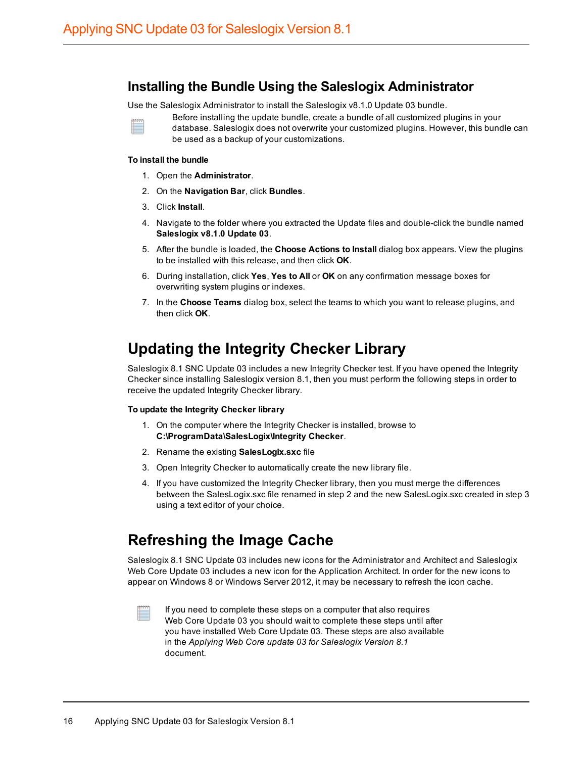## Installing the Bundle Using the Saleslogix Administrator

Use the Saleslogix Administrator to install the Saleslogix v8.1.0 Update 03 bundle.

> Before installing the update bundle, create a bundle of all customized plugins in your database. Saleslogix does not overwrite your customized plugins. However, this bundle can be used as a backup of your customizations.

**To install the bundle**

1. Open the **Administrator**.
2. On the **Navigation Bar**, click **Bundles**.
3. Click **Install**.
4. Navigate to the folder where you extracted the Update files and double-click the bundle named **Saleslogix v8.1.0 Update 03**.
5. After the bundle is loaded, the **Choose Actions to Install** dialog box appears. View the plugins to be installed with this release, and then click **OK**.
6. During installation, click **Yes**, **Yes to All** or **OK** on any confirmation message boxes for overwriting system plugins or indexes.
7. In the **Choose Teams** dialog box, select the teams to which you want to release plugins, and then click **OK**.

# Updating the Integrity Checker Library

Saleslogix 8.1 SNC Update 03 includes a new Integrity Checker test. If you have opened the Integrity Checker since installing Saleslogix version 8.1, then you must perform the following steps in order to receive the updated Integrity Checker library.

**To update the Integrity Checker library**

1. On the computer where the Integrity Checker is installed, browse to **C:\ProgramData\SalesLogix\Integrity Checker**.
2. Rename the existing **SalesLogix.sxc** file
3. Open Integrity Checker to automatically create the new library file.
4. If you have customized the Integrity Checker library, then you must merge the differences between the SalesLogix.sxc file renamed in step 2 and the new SalesLogix.sxc created in step 3 using a text editor of your choice.

# Refreshing the Image Cache

Saleslogix 8.1 SNC Update 03 includes new icons for the Administrator and Architect and Saleslogix Web Core Update 03 includes a new icon for the Application Architect. In order for the new icons to appear on Windows 8 or Windows Server 2012, it may be necessary to refresh the icon cache.

> If you need to complete these steps on a computer that also requires Web Core Update 03 you should wait to complete these steps until after you have installed Web Core Update 03. These steps are also available in the *Applying Web Core update 03 for Saleslogix Version 8.1* document.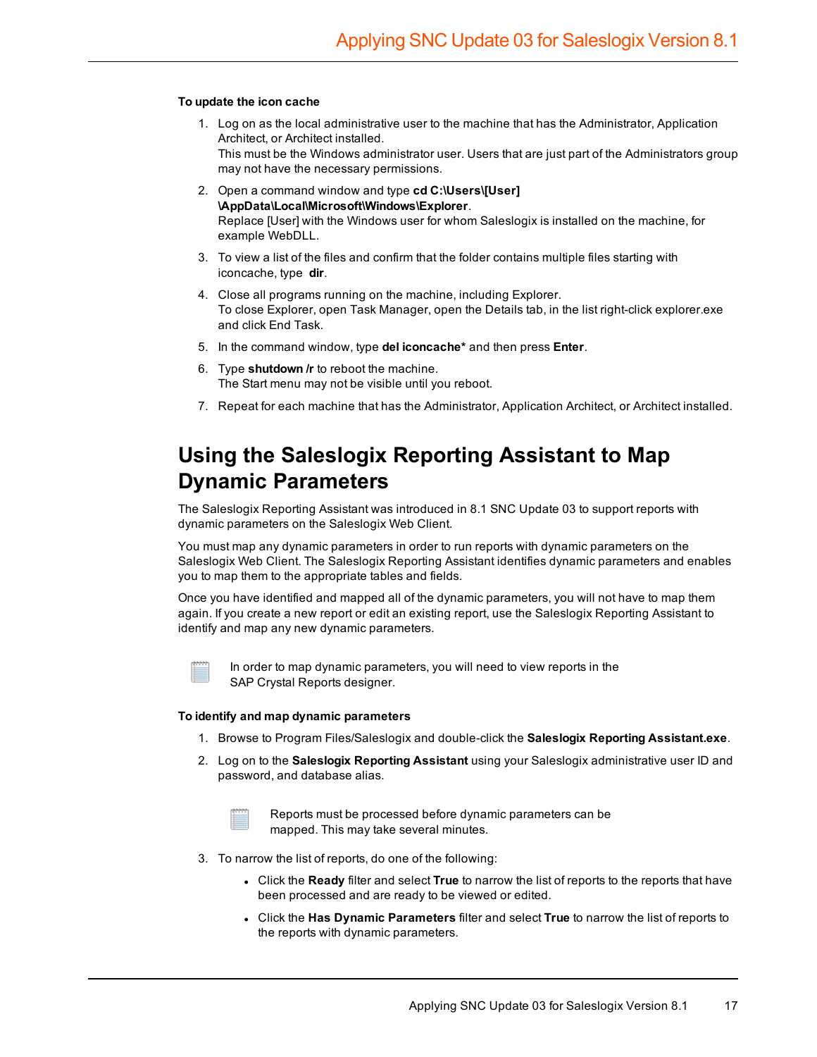**To update the icon cache**

1. Log on as the local administrative user to the machine that has the Administrator, Application Architect, or Architect installed.
   This must be the Windows administrator user. Users that are just part of the Administrators group may not have the necessary permissions.
2. Open a command window and type **cd C:\Users\[User]\AppData\Local\Microsoft\Windows\Explorer**.
   Replace [User] with the Windows user for whom Saleslogix is installed on the machine, for example WebDLL.
3. To view a list of the files and confirm that the folder contains multiple files starting with iconcache, type **dir**.
4. Close all programs running on the machine, including Explorer.
   To close Explorer, open Task Manager, open the Details tab, in the list right-click explorer.exe and click End Task.
5. In the command window, type **del iconcache*** and then press **Enter**.
6. Type **shutdown /r** to reboot the machine.
   The Start menu may not be visible until you reboot.
7. Repeat for each machine that has the Administrator, Application Architect, or Architect installed.

## Using the Saleslogix Reporting Assistant to Map Dynamic Parameters

The Saleslogix Reporting Assistant was introduced in 8.1 SNC Update 03 to support reports with dynamic parameters on the Saleslogix Web Client.

You must map any dynamic parameters in order to run reports with dynamic parameters on the Saleslogix Web Client. The Saleslogix Reporting Assistant identifies dynamic parameters and enables you to map them to the appropriate tables and fields.

Once you have identified and mapped all of the dynamic parameters, you will not have to map them again. If you create a new report or edit an existing report, use the Saleslogix Reporting Assistant to identify and map any new dynamic parameters.

> In order to map dynamic parameters, you will need to view reports in the SAP Crystal Reports designer.

**To identify and map dynamic parameters**

1. Browse to Program Files/Saleslogix and double-click the **Saleslogix Reporting Assistant.exe**.
2. Log on to the **Saleslogix Reporting Assistant** using your Saleslogix administrative user ID and password, and database alias.

   > Reports must be processed before dynamic parameters can be mapped. This may take several minutes.

3. To narrow the list of reports, do one of the following:
   - Click the **Ready** filter and select **True** to narrow the list of reports to the reports that have been processed and are ready to be viewed or edited.
   - Click the **Has Dynamic Parameters** filter and select **True** to narrow the list of reports to the reports with dynamic parameters.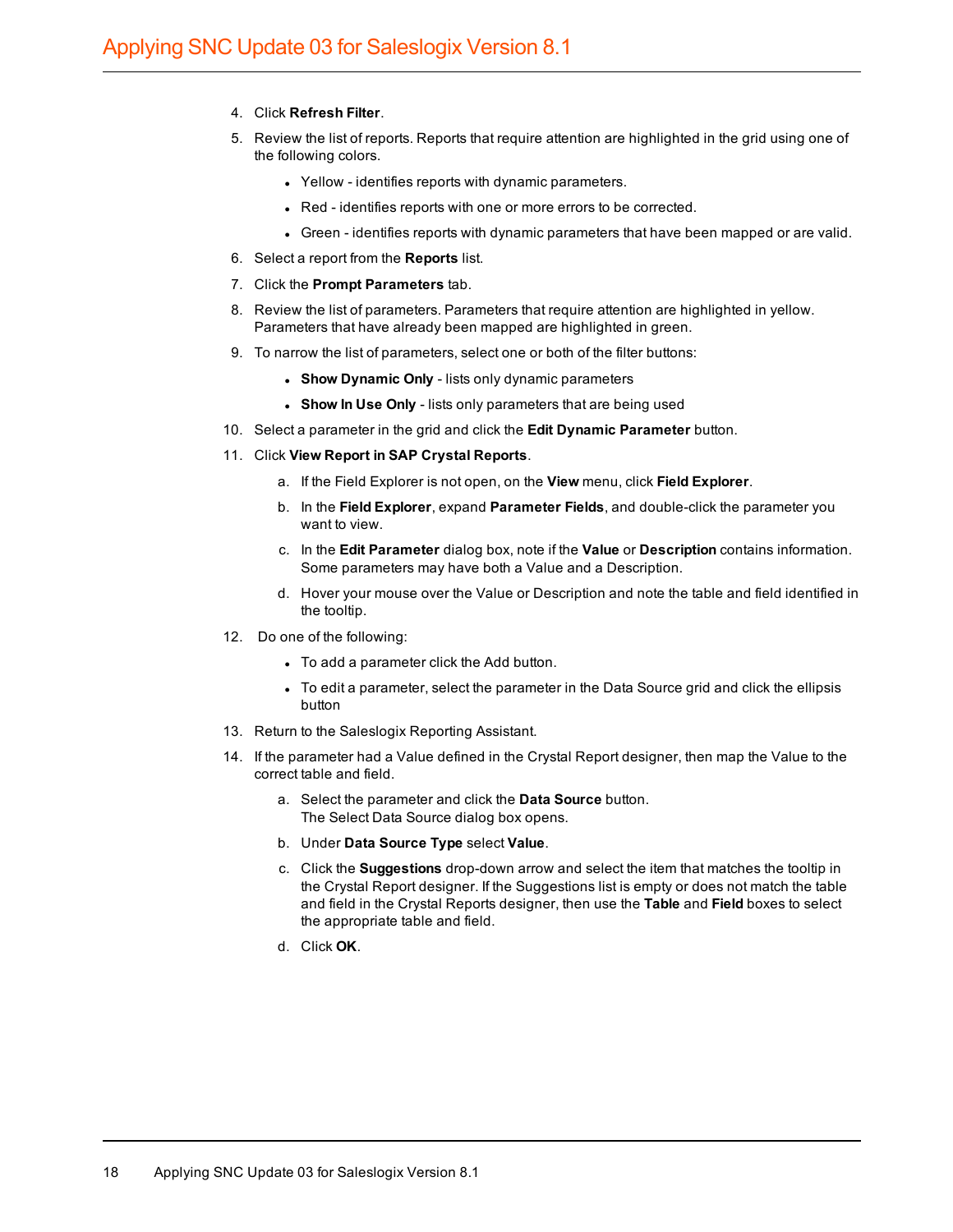4. Click **Refresh Filter**.
5. Review the list of reports. Reports that require attention are highlighted in the grid using one of the following colors.
   - Yellow - identifies reports with dynamic parameters.
   - Red - identifies reports with one or more errors to be corrected.
   - Green - identifies reports with dynamic parameters that have been mapped or are valid.
6. Select a report from the **Reports** list.
7. Click the **Prompt Parameters** tab.
8. Review the list of parameters. Parameters that require attention are highlighted in yellow. Parameters that have already been mapped are highlighted in green.
9. To narrow the list of parameters, select one or both of the filter buttons:
   - **Show Dynamic Only** - lists only dynamic parameters
   - **Show In Use Only** - lists only parameters that are being used
10. Select a parameter in the grid and click the **Edit Dynamic Parameter** button.
11. Click **View Report in SAP Crystal Reports**.
    a. If the Field Explorer is not open, on the **View** menu, click **Field Explorer**.
    b. In the **Field Explorer**, expand **Parameter Fields**, and double-click the parameter you want to view.
    c. In the **Edit Parameter** dialog box, note if the **Value** or **Description** contains information. Some parameters may have both a Value and a Description.
    d. Hover your mouse over the Value or Description and note the table and field identified in the tooltip.
12. Do one of the following:
    - To add a parameter click the Add button.
    - To edit a parameter, select the parameter in the Data Source grid and click the ellipsis button
13. Return to the Saleslogix Reporting Assistant.
14. If the parameter had a Value defined in the Crystal Report designer, then map the Value to the correct table and field.
    a. Select the parameter and click the **Data Source** button.
       The Select Data Source dialog box opens.
    b. Under **Data Source Type** select **Value**.
    c. Click the **Suggestions** drop-down arrow and select the item that matches the tooltip in the Crystal Report designer. If the Suggestions list is empty or does not match the table and field in the Crystal Reports designer, then use the **Table** and **Field** boxes to select the appropriate table and field.
    d. Click **OK**.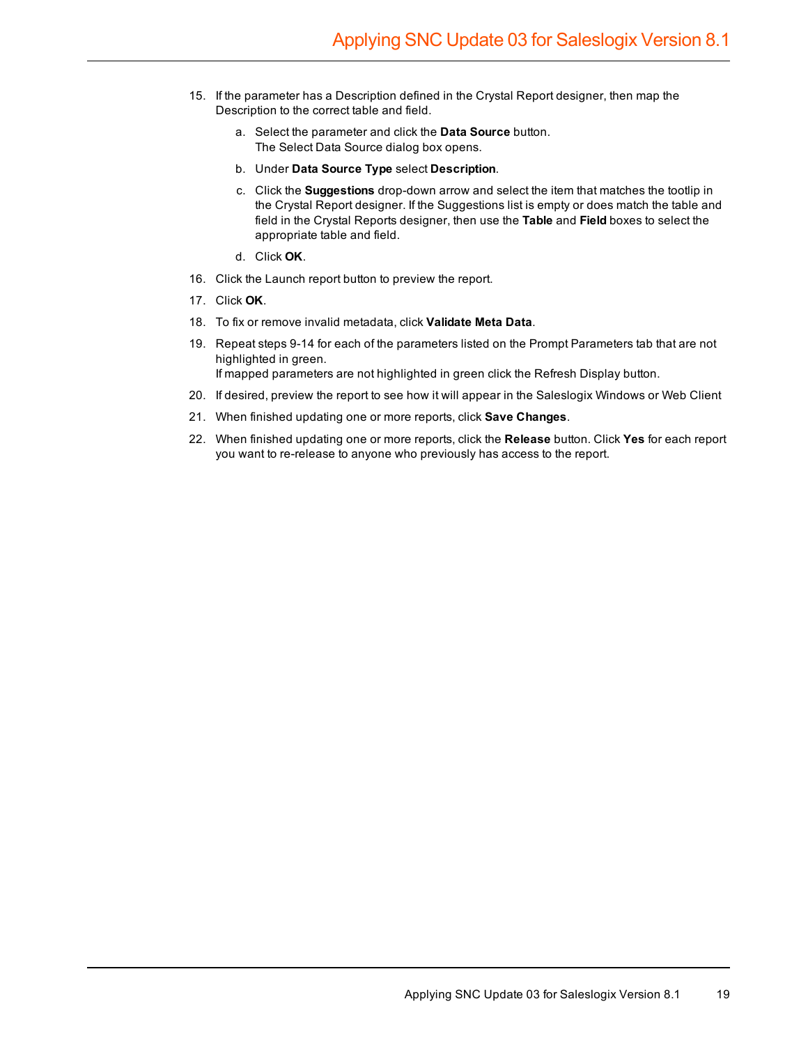15. If the parameter has a Description defined in the Crystal Report designer, then map the Description to the correct table and field.

    a. Select the parameter and click the **Data Source** button.
    The Select Data Source dialog box opens.

    b. Under **Data Source Type** select **Description**.

    c. Click the **Suggestions** drop-down arrow and select the item that matches the tootlip in the Crystal Report designer. If the Suggestions list is empty or does match the table and field in the Crystal Reports designer, then use the **Table** and **Field** boxes to select the appropriate table and field.

    d. Click **OK**.

16. Click the Launch report button to preview the report.

17. Click **OK**.

18. To fix or remove invalid metadata, click **Validate Meta Data**.

19. Repeat steps 9-14 for each of the parameters listed on the Prompt Parameters tab that are not highlighted in green.
    If mapped parameters are not highlighted in green click the Refresh Display button.

20. If desired, preview the report to see how it will appear in the Saleslogix Windows or Web Client

21. When finished updating one or more reports, click **Save Changes**.

22. When finished updating one or more reports, click the **Release** button. Click **Yes** for each report you want to re-release to anyone who previously has access to the report.